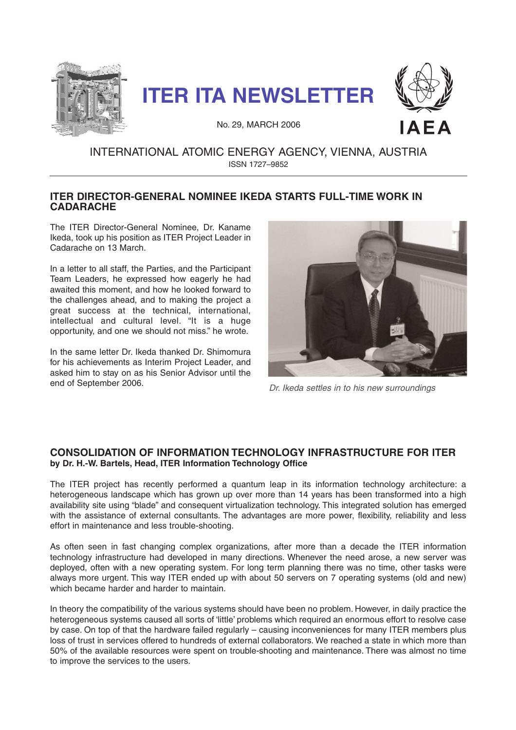# ITER ITA NEWSLETTER

No. 29, MARCH 2006

IAEA

INTERNATIONAL ATOMIC ENERGY AGENCY, VIENNA, AUSTRIA

ISSN 1727–9852

## ITER DIRECTOR-GENERAL NOMINEE IKEDA STARTS FULL-TIME WORK IN CADARACHE

The ITER Director-General Nominee, Dr. Kaname Ikeda, took up his position as ITER Project Leader in Cadarache on 13 March.

In a letter to all staff, the Parties, and the Participant Team Leaders, he expressed how eagerly he had awaited this moment, and how he looked forward to the challenges ahead, and to making the project a great success at the technical, international, intellectual and cultural level. "It is a huge opportunity, and one we should not miss." he wrote.

In the same letter Dr. Ikeda thanked Dr. Shimomura for his achievements as Interim Project Leader, and asked him to stay on as his Senior Advisor until the end of September 2006.

*Dr. Ikeda settles in to his new surroundings*

## CONSOLIDATION OF INFORMATION TECHNOLOGY INFRASTRUCTURE FOR ITER

**by Dr. H.-W. Bartels, Head, ITER Information Technology Office**

The ITER project has recently performed a quantum leap in its information technology architecture: a heterogeneous landscape which has grown up over more than 14 years has been transformed into a high availability site using "blade" and consequent virtualization technology. This integrated solution has emerged with the assistance of external consultants. The advantages are more power, flexibility, reliability and less effort in maintenance and less trouble-shooting.

As often seen in fast changing complex organizations, after more than a decade the ITER information technology infrastructure had developed in many directions. Whenever the need arose, a new server was deployed, often with a new operating system. For long term planning there was no time, other tasks were always more urgent. This way ITER ended up with about 50 servers on 7 operating systems (old and new) which became harder and harder to maintain.

In theory the compatibility of the various systems should have been no problem. However, in daily practice the heterogeneous systems caused all sorts of 'little' problems which required an enormous effort to resolve case by case. On top of that the hardware failed regularly – causing inconveniences for many ITER members plus loss of trust in services offered to hundreds of external collaborators. We reached a state in which more than 50% of the available resources were spent on trouble-shooting and maintenance. There was almost no time to improve the services to the users.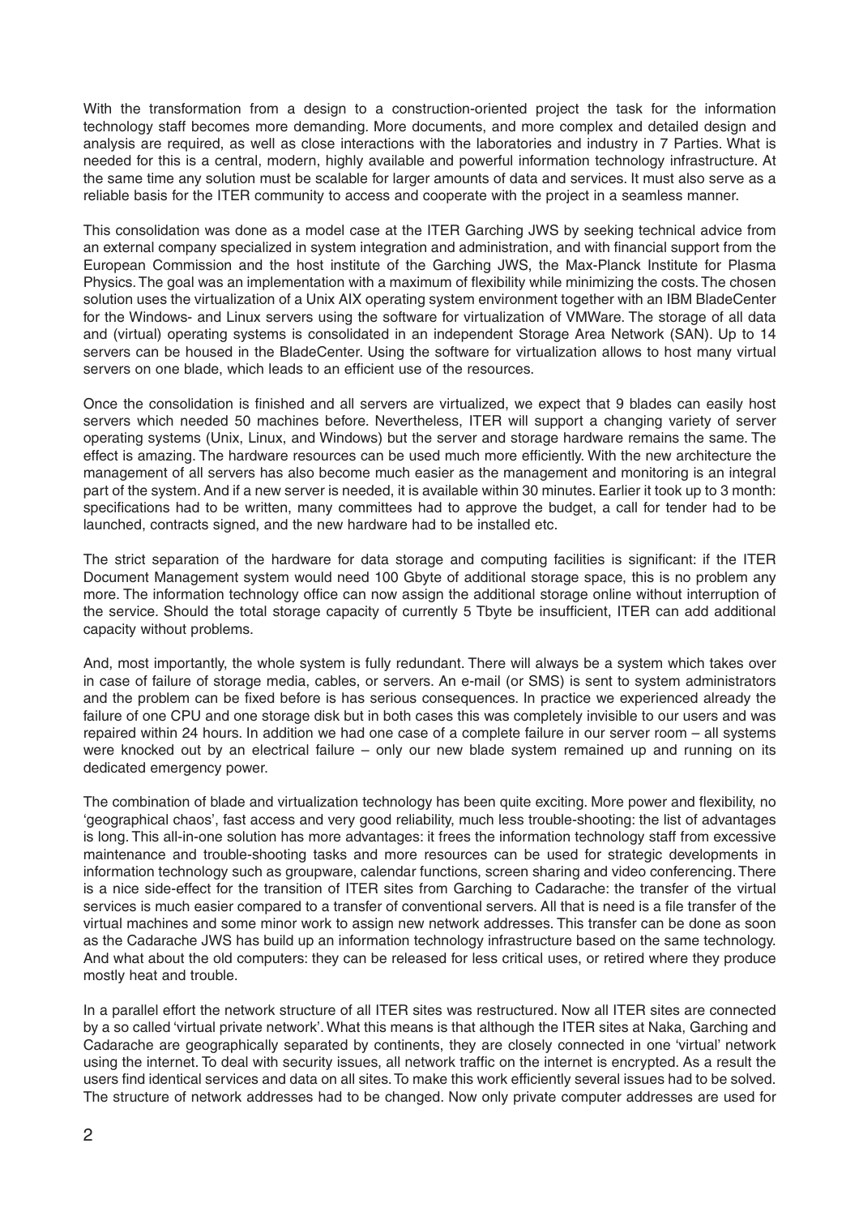With the transformation from a design to a construction-oriented project the task for the information technology staff becomes more demanding. More documents, and more complex and detailed design and analysis are required, as well as close interactions with the laboratories and industry in 7 Parties. What is needed for this is a central, modern, highly available and powerful information technology infrastructure. At the same time any solution must be scalable for larger amounts of data and services. It must also serve as a reliable basis for the ITER community to access and cooperate with the project in a seamless manner.

This consolidation was done as a model case at the ITER Garching JWS by seeking technical advice from an external company specialized in system integration and administration, and with financial support from the European Commission and the host institute of the Garching JWS, the Max-Planck Institute for Plasma Physics. The goal was an implementation with a maximum of flexibility while minimizing the costs. The chosen solution uses the virtualization of a Unix AIX operating system environment together with an IBM BladeCenter for the Windows- and Linux servers using the software for virtualization of VMWare. The storage of all data and (virtual) operating systems is consolidated in an independent Storage Area Network (SAN). Up to 14 servers can be housed in the BladeCenter. Using the software for virtualization allows to host many virtual servers on one blade, which leads to an efficient use of the resources.

Once the consolidation is finished and all servers are virtualized, we expect that 9 blades can easily host servers which needed 50 machines before. Nevertheless, ITER will support a changing variety of server operating systems (Unix, Linux, and Windows) but the server and storage hardware remains the same. The effect is amazing. The hardware resources can be used much more efficiently. With the new architecture the management of all servers has also become much easier as the management and monitoring is an integral part of the system. And if a new server is needed, it is available within 30 minutes. Earlier it took up to 3 month: specifications had to be written, many committees had to approve the budget, a call for tender had to be launched, contracts signed, and the new hardware had to be installed etc.

The strict separation of the hardware for data storage and computing facilities is significant: if the ITER Document Management system would need 100 Gbyte of additional storage space, this is no problem any more. The information technology office can now assign the additional storage online without interruption of the service. Should the total storage capacity of currently 5 Tbyte be insufficient, ITER can add additional capacity without problems.

And, most importantly, the whole system is fully redundant. There will always be a system which takes over in case of failure of storage media, cables, or servers. An e-mail (or SMS) is sent to system administrators and the problem can be fixed before is has serious consequences. In practice we experienced already the failure of one CPU and one storage disk but in both cases this was completely invisible to our users and was repaired within 24 hours. In addition we had one case of a complete failure in our server room – all systems were knocked out by an electrical failure – only our new blade system remained up and running on its dedicated emergency power.

The combination of blade and virtualization technology has been quite exciting. More power and flexibility, no 'geographical chaos', fast access and very good reliability, much less trouble-shooting: the list of advantages is long. This all-in-one solution has more advantages: it frees the information technology staff from excessive maintenance and trouble-shooting tasks and more resources can be used for strategic developments in information technology such as groupware, calendar functions, screen sharing and video conferencing. There is a nice side-effect for the transition of ITER sites from Garching to Cadarache: the transfer of the virtual services is much easier compared to a transfer of conventional servers. All that is need is a file transfer of the virtual machines and some minor work to assign new network addresses. This transfer can be done as soon as the Cadarache JWS has build up an information technology infrastructure based on the same technology. And what about the old computers: they can be released for less critical uses, or retired where they produce mostly heat and trouble.

In a parallel effort the network structure of all ITER sites was restructured. Now all ITER sites are connected by a so called 'virtual private network'. What this means is that although the ITER sites at Naka, Garching and Cadarache are geographically separated by continents, they are closely connected in one 'virtual' network using the internet. To deal with security issues, all network traffic on the internet is encrypted. As a result the users find identical services and data on all sites. To make this work efficiently several issues had to be solved. The structure of network addresses had to be changed. Now only private computer addresses are used for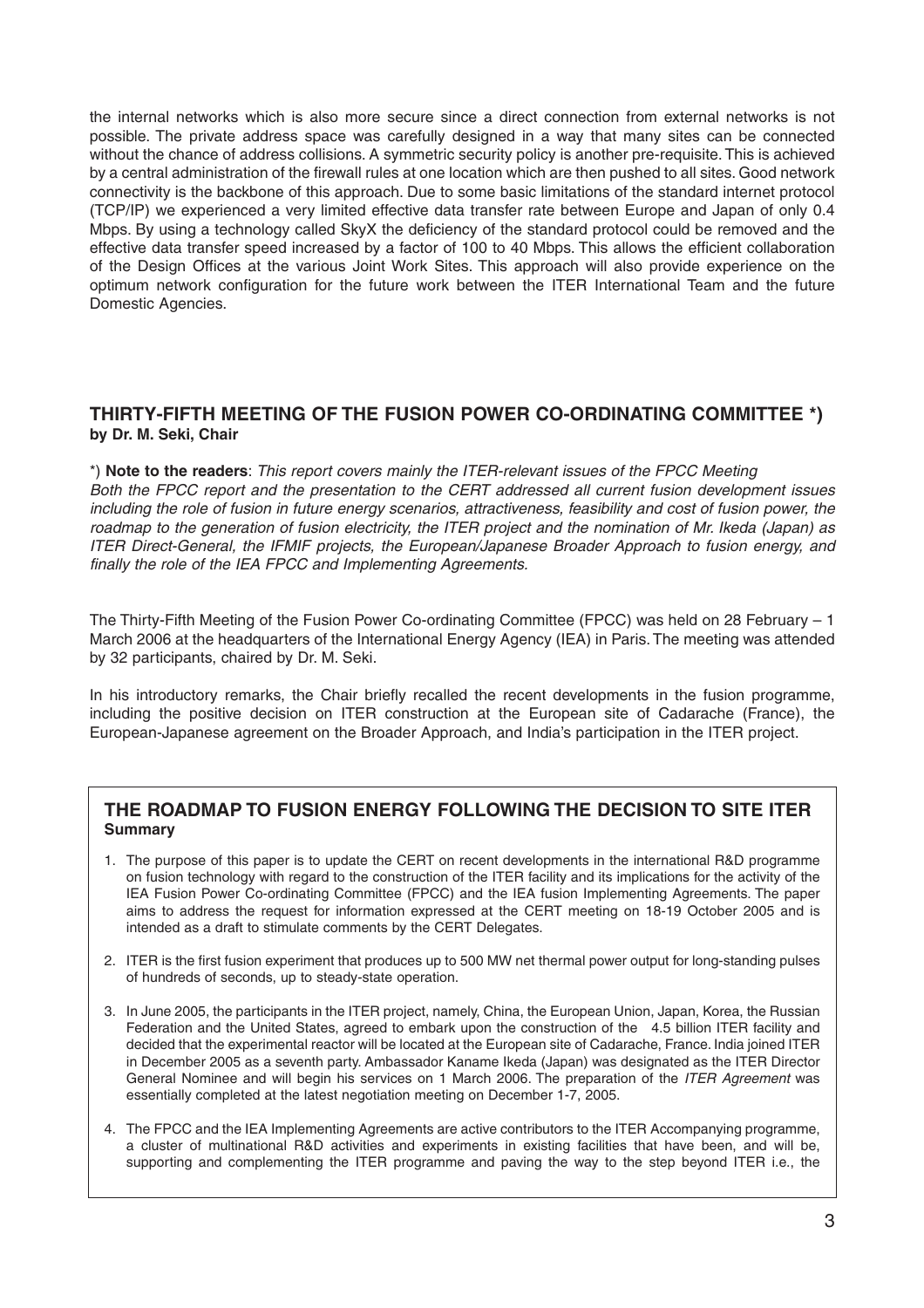the internal networks which is also more secure since a direct connection from external networks is not possible. The private address space was carefully designed in a way that many sites can be connected without the chance of address collisions. A symmetric security policy is another pre-requisite. This is achieved by a central administration of the firewall rules at one location which are then pushed to all sites. Good network connectivity is the backbone of this approach. Due to some basic limitations of the standard internet protocol (TCP/IP) we experienced a very limited effective data transfer rate between Europe and Japan of only 0.4 Mbps. By using a technology called SkyX the deficiency of the standard protocol could be removed and the effective data transfer speed increased by a factor of 100 to 40 Mbps. This allows the efficient collaboration of the Design Offices at the various Joint Work Sites. This approach will also provide experience on the optimum network configuration for the future work between the ITER International Team and the future Domestic Agencies.

## THIRTY-FIFTH MEETING OF THE FUSION POWER CO-ORDINATING COMMITTEE *)

**by Dr. M. Seki, Chair**

*) **Note to the readers**: *This report covers mainly the ITER-relevant issues of the FPCC Meeting Both the FPCC report and the presentation to the CERT addressed all current fusion development issues including the role of fusion in future energy scenarios, attractiveness, feasibility and cost of fusion power, the roadmap to the generation of fusion electricity, the ITER project and the nomination of Mr. Ikeda (Japan) as ITER Direct-General, the IFMIF projects, the European/Japanese Broader Approach to fusion energy, and finally the role of the IEA FPCC and Implementing Agreements.*

The Thirty-Fifth Meeting of the Fusion Power Co-ordinating Committee (FPCC) was held on 28 February – 1 March 2006 at the headquarters of the International Energy Agency (IEA) in Paris. The meeting was attended by 32 participants, chaired by Dr. M. Seki.

In his introductory remarks, the Chair briefly recalled the recent developments in the fusion programme, including the positive decision on ITER construction at the European site of Cadarache (France), the European-Japanese agreement on the Broader Approach, and India's participation in the ITER project.

### THE ROADMAP TO FUSION ENERGY FOLLOWING THE DECISION TO SITE ITER

**Summary**

1. The purpose of this paper is to update the CERT on recent developments in the international R&D programme on fusion technology with regard to the construction of the ITER facility and its implications for the activity of the IEA Fusion Power Co-ordinating Committee (FPCC) and the IEA fusion Implementing Agreements. The paper aims to address the request for information expressed at the CERT meeting on 18-19 October 2005 and is intended as a draft to stimulate comments by the CERT Delegates.
2. ITER is the first fusion experiment that produces up to 500 MW net thermal power output for long-standing pulses of hundreds of seconds, up to steady-state operation.
3. In June 2005, the participants in the ITER project, namely, China, the European Union, Japan, Korea, the Russian Federation and the United States, agreed to embark upon the construction of the 4.5 billion ITER facility and decided that the experimental reactor will be located at the European site of Cadarache, France. India joined ITER in December 2005 as a seventh party. Ambassador Kaname Ikeda (Japan) was designated as the ITER Director General Nominee and will begin his services on 1 March 2006. The preparation of the *ITER Agreement* was essentially completed at the latest negotiation meeting on December 1-7, 2005.
4. The FPCC and the IEA Implementing Agreements are active contributors to the ITER Accompanying programme, a cluster of multinational R&D activities and experiments in existing facilities that have been, and will be, supporting and complementing the ITER programme and paving the way to the step beyond ITER i.e., the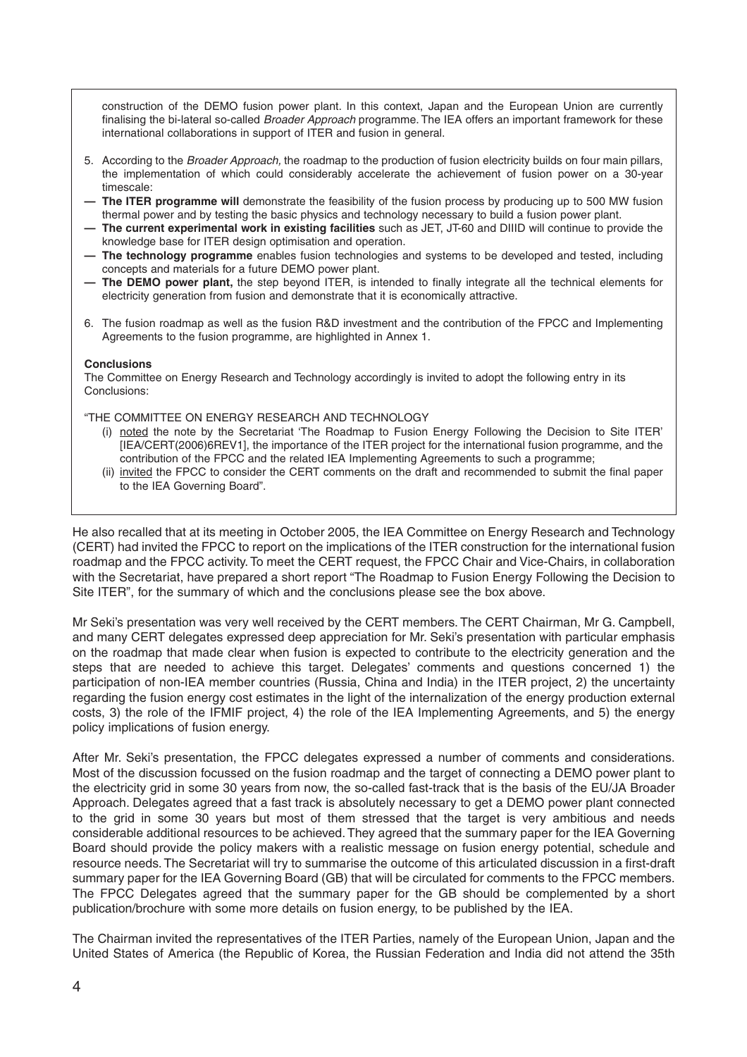construction of the DEMO fusion power plant. In this context, Japan and the European Union are currently finalising the bi-lateral so-called *Broader Approach* programme. The IEA offers an important framework for these international collaborations in support of ITER and fusion in general.

5. According to the *Broader Approach,* the roadmap to the production of fusion electricity builds on four main pillars, the implementation of which could considerably accelerate the achievement of fusion power on a 30-year timescale:

— **The ITER programme will** demonstrate the feasibility of the fusion process by producing up to 500 MW fusion thermal power and by testing the basic physics and technology necessary to build a fusion power plant.

— **The current experimental work in existing facilities** such as JET, JT-60 and DIIID will continue to provide the knowledge base for ITER design optimisation and operation.

— **The technology programme** enables fusion technologies and systems to be developed and tested, including concepts and materials for a future DEMO power plant.

— **The DEMO power plant,** the step beyond ITER, is intended to finally integrate all the technical elements for electricity generation from fusion and demonstrate that it is economically attractive.

6. The fusion roadmap as well as the fusion R&D investment and the contribution of the FPCC and Implementing Agreements to the fusion programme, are highlighted in Annex 1.

**Conclusions**

The Committee on Energy Research and Technology accordingly is invited to adopt the following entry in its Conclusions:

"THE COMMITTEE ON ENERGY RESEARCH AND TECHNOLOGY

(i) noted the note by the Secretariat 'The Roadmap to Fusion Energy Following the Decision to Site ITER' [IEA/CERT(2006)6REV1], the importance of the ITER project for the international fusion programme, and the contribution of the FPCC and the related IEA Implementing Agreements to such a programme;

(ii) invited the FPCC to consider the CERT comments on the draft and recommended to submit the final paper to the IEA Governing Board".

He also recalled that at its meeting in October 2005, the IEA Committee on Energy Research and Technology (CERT) had invited the FPCC to report on the implications of the ITER construction for the international fusion roadmap and the FPCC activity. To meet the CERT request, the FPCC Chair and Vice-Chairs, in collaboration with the Secretariat, have prepared a short report "The Roadmap to Fusion Energy Following the Decision to Site ITER", for the summary of which and the conclusions please see the box above.

Mr Seki's presentation was very well received by the CERT members. The CERT Chairman, Mr G. Campbell, and many CERT delegates expressed deep appreciation for Mr. Seki's presentation with particular emphasis on the roadmap that made clear when fusion is expected to contribute to the electricity generation and the steps that are needed to achieve this target. Delegates' comments and questions concerned 1) the participation of non-IEA member countries (Russia, China and India) in the ITER project, 2) the uncertainty regarding the fusion energy cost estimates in the light of the internalization of the energy production external costs, 3) the role of the IFMIF project, 4) the role of the IEA Implementing Agreements, and 5) the energy policy implications of fusion energy.

After Mr. Seki's presentation, the FPCC delegates expressed a number of comments and considerations. Most of the discussion focussed on the fusion roadmap and the target of connecting a DEMO power plant to the electricity grid in some 30 years from now, the so-called fast-track that is the basis of the EU/JA Broader Approach. Delegates agreed that a fast track is absolutely necessary to get a DEMO power plant connected to the grid in some 30 years but most of them stressed that the target is very ambitious and needs considerable additional resources to be achieved. They agreed that the summary paper for the IEA Governing Board should provide the policy makers with a realistic message on fusion energy potential, schedule and resource needs. The Secretariat will try to summarise the outcome of this articulated discussion in a first-draft summary paper for the IEA Governing Board (GB) that will be circulated for comments to the FPCC members. The FPCC Delegates agreed that the summary paper for the GB should be complemented by a short publication/brochure with some more details on fusion energy, to be published by the IEA.

The Chairman invited the representatives of the ITER Parties, namely of the European Union, Japan and the United States of America (the Republic of Korea, the Russian Federation and India did not attend the 35th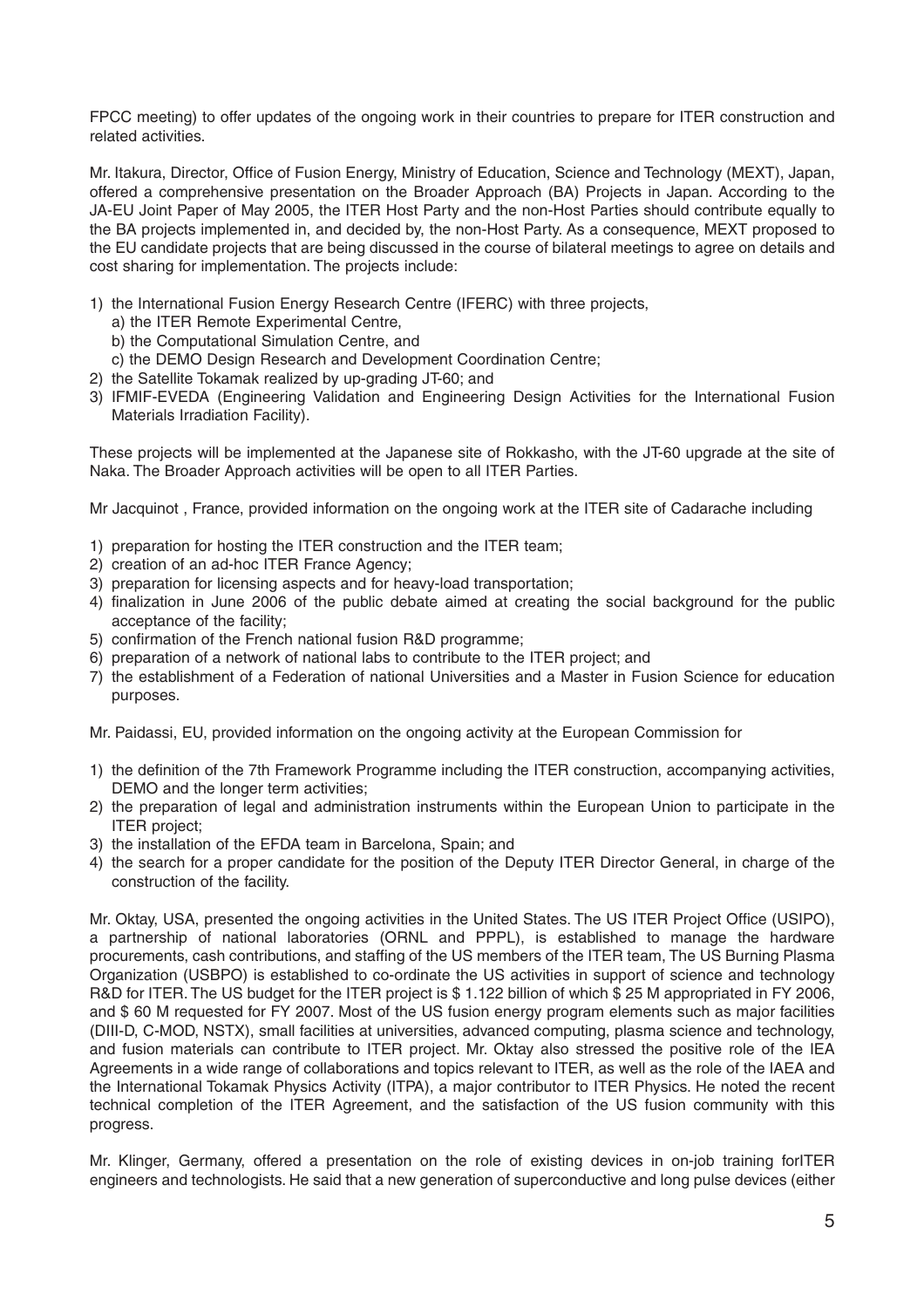FPCC meeting) to offer updates of the ongoing work in their countries to prepare for ITER construction and related activities.

Mr. Itakura, Director, Office of Fusion Energy, Ministry of Education, Science and Technology (MEXT), Japan, offered a comprehensive presentation on the Broader Approach (BA) Projects in Japan. According to the JA-EU Joint Paper of May 2005, the ITER Host Party and the non-Host Parties should contribute equally to the BA projects implemented in, and decided by, the non-Host Party. As a consequence, MEXT proposed to the EU candidate projects that are being discussed in the course of bilateral meetings to agree on details and cost sharing for implementation. The projects include:

1) the International Fusion Energy Research Centre (IFERC) with three projects,
   a) the ITER Remote Experimental Centre,
   b) the Computational Simulation Centre, and
   c) the DEMO Design Research and Development Coordination Centre;
2) the Satellite Tokamak realized by up-grading JT-60; and
3) IFMIF-EVEDA (Engineering Validation and Engineering Design Activities for the International Fusion Materials Irradiation Facility).

These projects will be implemented at the Japanese site of Rokkasho, with the JT-60 upgrade at the site of Naka. The Broader Approach activities will be open to all ITER Parties.

Mr Jacquinot , France, provided information on the ongoing work at the ITER site of Cadarache including

1) preparation for hosting the ITER construction and the ITER team;
2) creation of an ad-hoc ITER France Agency;
3) preparation for licensing aspects and for heavy-load transportation;
4) finalization in June 2006 of the public debate aimed at creating the social background for the public acceptance of the facility;
5) confirmation of the French national fusion R&D programme;
6) preparation of a network of national labs to contribute to the ITER project; and
7) the establishment of a Federation of national Universities and a Master in Fusion Science for education purposes.

Mr. Paidassi, EU, provided information on the ongoing activity at the European Commission for

1) the definition of the 7th Framework Programme including the ITER construction, accompanying activities, DEMO and the longer term activities;
2) the preparation of legal and administration instruments within the European Union to participate in the ITER project;
3) the installation of the EFDA team in Barcelona, Spain; and
4) the search for a proper candidate for the position of the Deputy ITER Director General, in charge of the construction of the facility.

Mr. Oktay, USA, presented the ongoing activities in the United States. The US ITER Project Office (USIPO), a partnership of national laboratories (ORNL and PPPL), is established to manage the hardware procurements, cash contributions, and staffing of the US members of the ITER team, The US Burning Plasma Organization (USBPO) is established to co-ordinate the US activities in support of science and technology R&D for ITER. The US budget for the ITER project is $ 1.122 billion of which $ 25 M appropriated in FY 2006, and $ 60 M requested for FY 2007. Most of the US fusion energy program elements such as major facilities (DIII-D, C-MOD, NSTX), small facilities at universities, advanced computing, plasma science and technology, and fusion materials can contribute to ITER project. Mr. Oktay also stressed the positive role of the IEA Agreements in a wide range of collaborations and topics relevant to ITER, as well as the role of the IAEA and the International Tokamak Physics Activity (ITPA), a major contributor to ITER Physics. He noted the recent technical completion of the ITER Agreement, and the satisfaction of the US fusion community with this progress.

Mr. Klinger, Germany, offered a presentation on the role of existing devices in on-job training forITER engineers and technologists. He said that a new generation of superconductive and long pulse devices (either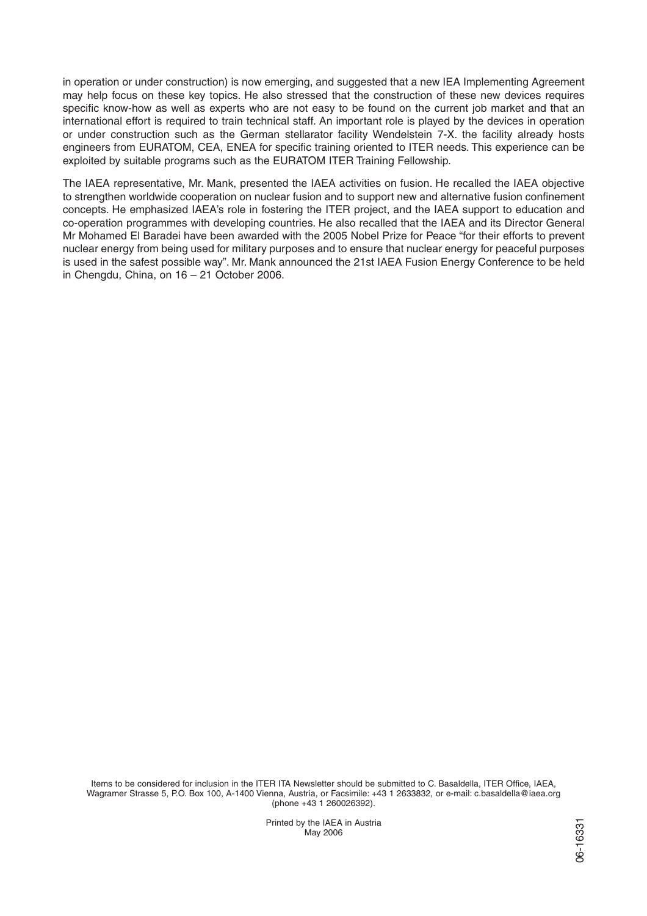in operation or under construction) is now emerging, and suggested that a new IEA Implementing Agreement may help focus on these key topics. He also stressed that the construction of these new devices requires specific know-how as well as experts who are not easy to be found on the current job market and that an international effort is required to train technical staff. An important role is played by the devices in operation or under construction such as the German stellarator facility Wendelstein 7-X. the facility already hosts engineers from EURATOM, CEA, ENEA for specific training oriented to ITER needs. This experience can be exploited by suitable programs such as the EURATOM ITER Training Fellowship.

The IAEA representative, Mr. Mank, presented the IAEA activities on fusion. He recalled the IAEA objective to strengthen worldwide cooperation on nuclear fusion and to support new and alternative fusion confinement concepts. He emphasized IAEA's role in fostering the ITER project, and the IAEA support to education and co-operation programmes with developing countries. He also recalled that the IAEA and its Director General Mr Mohamed El Baradei have been awarded with the 2005 Nobel Prize for Peace "for their efforts to prevent nuclear energy from being used for military purposes and to ensure that nuclear energy for peaceful purposes is used in the safest possible way". Mr. Mank announced the 21st IAEA Fusion Energy Conference to be held in Chengdu, China, on 16 – 21 October 2006.

Items to be considered for inclusion in the ITER ITA Newsletter should be submitted to C. Basaldella, ITER Office, IAEA, Wagramer Strasse 5, P.O. Box 100, A-1400 Vienna, Austria, or Facsimile: +43 1 2633832, or e-mail: c.basaldella@iaea.org (phone +43 1 260026392).

Printed by the IAEA in Austria
May 2006

06-16331